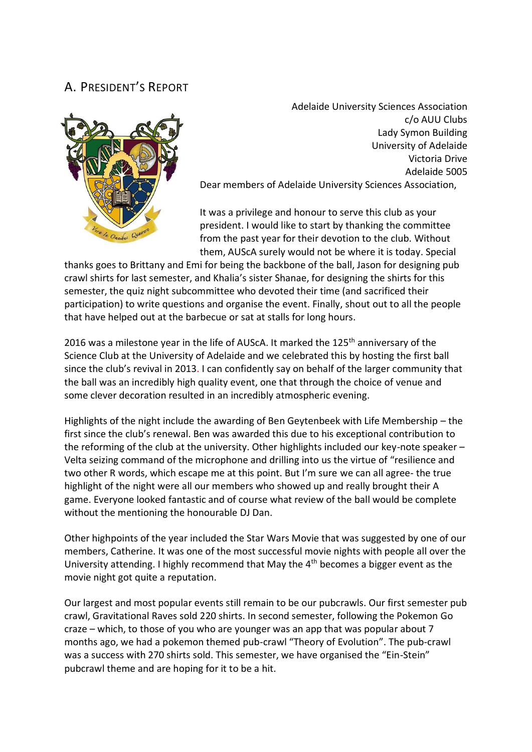## A. President's Report

Adelaide University Sciences Association
c/o AUU Clubs
Lady Symon Building
University of Adelaide
Victoria Drive
Adelaide 5005

Dear members of Adelaide University Sciences Association,

It was a privilege and honour to serve this club as your president. I would like to start by thanking the committee from the past year for their devotion to the club. Without them, AUScA surely would not be where it is today. Special thanks goes to Brittany and Emi for being the backbone of the ball, Jason for designing pub crawl shirts for last semester, and Khalia's sister Shanae, for designing the shirts for this semester, the quiz night subcommittee who devoted their time (and sacrificed their participation) to write questions and organise the event. Finally, shout out to all the people that have helped out at the barbecue or sat at stalls for long hours.

2016 was a milestone year in the life of AUScA. It marked the 125th anniversary of the Science Club at the University of Adelaide and we celebrated this by hosting the first ball since the club's revival in 2013. I can confidently say on behalf of the larger community that the ball was an incredibly high quality event, one that through the choice of venue and some clever decoration resulted in an incredibly atmospheric evening.

Highlights of the night include the awarding of Ben Geytenbeek with Life Membership – the first since the club's renewal. Ben was awarded this due to his exceptional contribution to the reforming of the club at the university. Other highlights included our key-note speaker – Velta seizing command of the microphone and drilling into us the virtue of "resilience and two other R words, which escape me at this point. But I'm sure we can all agree- the true highlight of the night were all our members who showed up and really brought their A game. Everyone looked fantastic and of course what review of the ball would be complete without the mentioning the honourable DJ Dan.

Other highpoints of the year included the Star Wars Movie that was suggested by one of our members, Catherine. It was one of the most successful movie nights with people all over the University attending. I highly recommend that May the 4th becomes a bigger event as the movie night got quite a reputation.

Our largest and most popular events still remain to be our pubcrawls. Our first semester pub crawl, Gravitational Raves sold 220 shirts. In second semester, following the Pokemon Go craze – which, to those of you who are younger was an app that was popular about 7 months ago, we had a pokemon themed pub-crawl "Theory of Evolution". The pub-crawl was a success with 270 shirts sold. This semester, we have organised the "Ein-Stein" pubcrawl theme and are hoping for it to be a hit.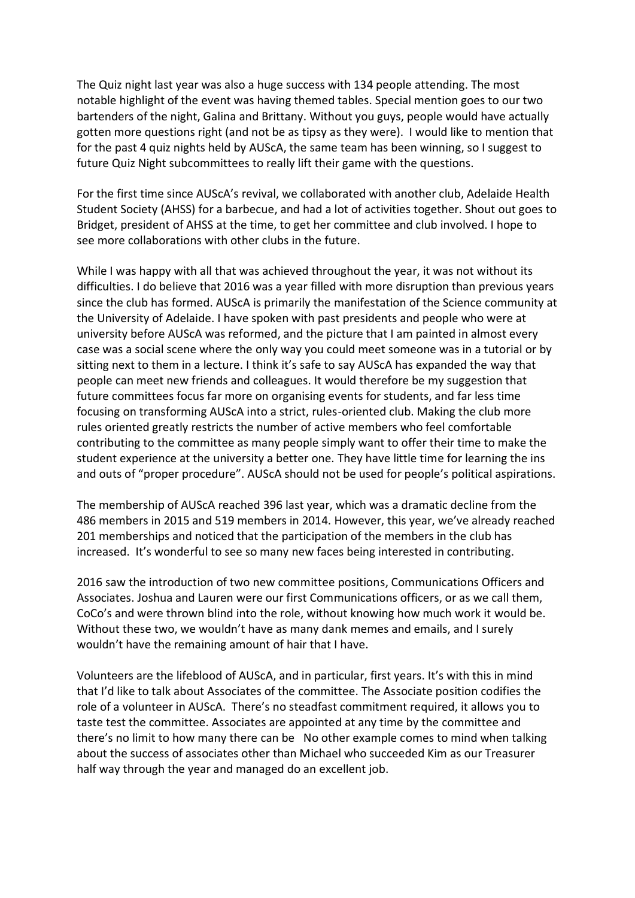The Quiz night last year was also a huge success with 134 people attending. The most notable highlight of the event was having themed tables. Special mention goes to our two bartenders of the night, Galina and Brittany. Without you guys, people would have actually gotten more questions right (and not be as tipsy as they were). I would like to mention that for the past 4 quiz nights held by AUScA, the same team has been winning, so I suggest to future Quiz Night subcommittees to really lift their game with the questions.

For the first time since AUScA's revival, we collaborated with another club, Adelaide Health Student Society (AHSS) for a barbecue, and had a lot of activities together. Shout out goes to Bridget, president of AHSS at the time, to get her committee and club involved. I hope to see more collaborations with other clubs in the future.

While I was happy with all that was achieved throughout the year, it was not without its difficulties. I do believe that 2016 was a year filled with more disruption than previous years since the club has formed. AUScA is primarily the manifestation of the Science community at the University of Adelaide. I have spoken with past presidents and people who were at university before AUScA was reformed, and the picture that I am painted in almost every case was a social scene where the only way you could meet someone was in a tutorial or by sitting next to them in a lecture. I think it's safe to say AUScA has expanded the way that people can meet new friends and colleagues. It would therefore be my suggestion that future committees focus far more on organising events for students, and far less time focusing on transforming AUScA into a strict, rules-oriented club. Making the club more rules oriented greatly restricts the number of active members who feel comfortable contributing to the committee as many people simply want to offer their time to make the student experience at the university a better one. They have little time for learning the ins and outs of "proper procedure". AUScA should not be used for people's political aspirations.

The membership of AUScA reached 396 last year, which was a dramatic decline from the 486 members in 2015 and 519 members in 2014. However, this year, we've already reached 201 memberships and noticed that the participation of the members in the club has increased. It's wonderful to see so many new faces being interested in contributing.

2016 saw the introduction of two new committee positions, Communications Officers and Associates. Joshua and Lauren were our first Communications officers, or as we call them, CoCo's and were thrown blind into the role, without knowing how much work it would be. Without these two, we wouldn't have as many dank memes and emails, and I surely wouldn't have the remaining amount of hair that I have.

Volunteers are the lifeblood of AUScA, and in particular, first years. It's with this in mind that I'd like to talk about Associates of the committee. The Associate position codifies the role of a volunteer in AUScA. There's no steadfast commitment required, it allows you to taste test the committee. Associates are appointed at any time by the committee and there's no limit to how many there can be No other example comes to mind when talking about the success of associates other than Michael who succeeded Kim as our Treasurer half way through the year and managed do an excellent job.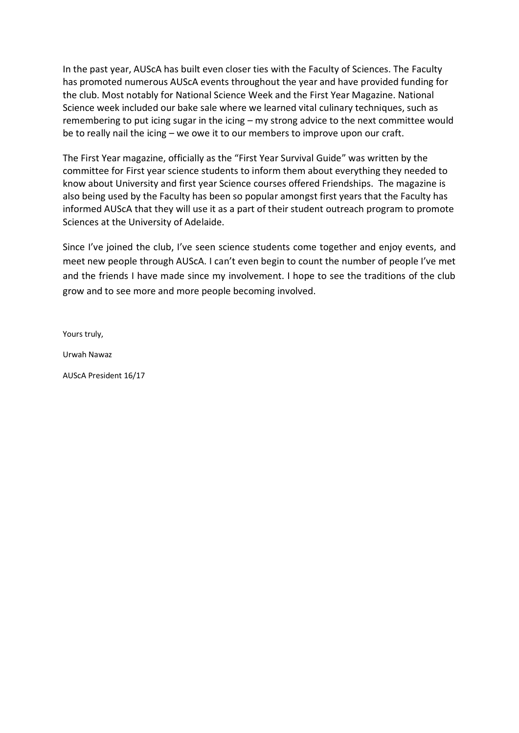In the past year, AUScA has built even closer ties with the Faculty of Sciences. The Faculty has promoted numerous AUScA events throughout the year and have provided funding for the club. Most notably for National Science Week and the First Year Magazine. National Science week included our bake sale where we learned vital culinary techniques, such as remembering to put icing sugar in the icing – my strong advice to the next committee would be to really nail the icing – we owe it to our members to improve upon our craft.

The First Year magazine, officially as the "First Year Survival Guide" was written by the committee for First year science students to inform them about everything they needed to know about University and first year Science courses offered Friendships. The magazine is also being used by the Faculty has been so popular amongst first years that the Faculty has informed AUScA that they will use it as a part of their student outreach program to promote Sciences at the University of Adelaide.

Since I've joined the club, I've seen science students come together and enjoy events, and meet new people through AUScA. I can't even begin to count the number of people I've met and the friends I have made since my involvement. I hope to see the traditions of the club grow and to see more and more people becoming involved.

Yours truly,

Urwah Nawaz

AUScA President 16/17